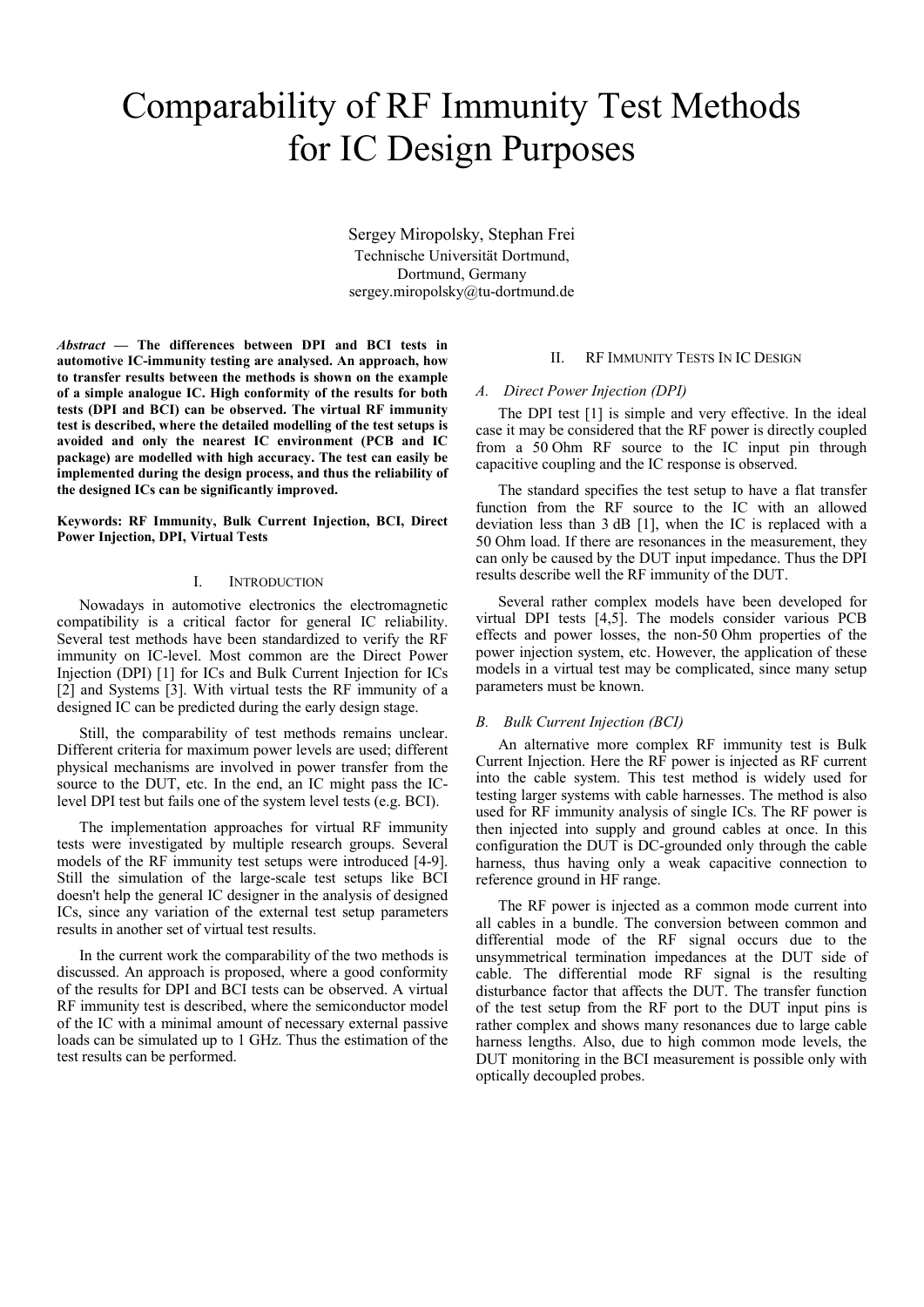# Comparability of RF Immunity Test Methods for IC Design Purposes

Sergey Miropolsky, Stephan Frei
Technische Universität Dortmund,
Dortmund, Germany
sergey.miropolsky@tu-dortmund.de

***Abstract* — The differences between DPI and BCI tests in automotive IC-immunity testing are analysed. An approach, how to transfer results between the methods is shown on the example of a simple analogue IC. High conformity of the results for both tests (DPI and BCI) can be observed. The virtual RF immunity test is described, where the detailed modelling of the test setups is avoided and only the nearest IC environment (PCB and IC package) are modelled with high accuracy. The test can easily be implemented during the design process, and thus the reliability of the designed ICs can be significantly improved.**

**Keywords: RF Immunity, Bulk Current Injection, BCI, Direct Power Injection, DPI, Virtual Tests**

## I. Introduction

Nowadays in automotive electronics the electromagnetic compatibility is a critical factor for general IC reliability. Several test methods have been standardized to verify the RF immunity on IC-level. Most common are the Direct Power Injection (DPI) [1] for ICs and Bulk Current Injection for ICs [2] and Systems [3]. With virtual tests the RF immunity of a designed IC can be predicted during the early design stage.

Still, the comparability of test methods remains unclear. Different criteria for maximum power levels are used; different physical mechanisms are involved in power transfer from the source to the DUT, etc. In the end, an IC might pass the IC-level DPI test but fails one of the system level tests (e.g. BCI).

The implementation approaches for virtual RF immunity tests were investigated by multiple research groups. Several models of the RF immunity test setups were introduced [4-9]. Still the simulation of the large-scale test setups like BCI doesn't help the general IC designer in the analysis of designed ICs, since any variation of the external test setup parameters results in another set of virtual test results.

In the current work the comparability of the two methods is discussed. An approach is proposed, where a good conformity of the results for DPI and BCI tests can be observed. A virtual RF immunity test is described, where the semiconductor model of the IC with a minimal amount of necessary external passive loads can be simulated up to 1 GHz. Thus the estimation of the test results can be performed.

## II. RF Immunity Tests In IC Design

### *A. Direct Power Injection (DPI)*

The DPI test [1] is simple and very effective. In the ideal case it may be considered that the RF power is directly coupled from a 50 Ohm RF source to the IC input pin through capacitive coupling and the IC response is observed.

The standard specifies the test setup to have a flat transfer function from the RF source to the IC with an allowed deviation less than 3 dB [1], when the IC is replaced with a 50 Ohm load. If there are resonances in the measurement, they can only be caused by the DUT input impedance. Thus the DPI results describe well the RF immunity of the DUT.

Several rather complex models have been developed for virtual DPI tests [4,5]. The models consider various PCB effects and power losses, the non-50 Ohm properties of the power injection system, etc. However, the application of these models in a virtual test may be complicated, since many setup parameters must be known.

### *B. Bulk Current Injection (BCI)*

An alternative more complex RF immunity test is Bulk Current Injection. Here the RF power is injected as RF current into the cable system. This test method is widely used for testing larger systems with cable harnesses. The method is also used for RF immunity analysis of single ICs. The RF power is then injected into supply and ground cables at once. In this configuration the DUT is DC-grounded only through the cable harness, thus having only a weak capacitive connection to reference ground in HF range.

The RF power is injected as a common mode current into all cables in a bundle. The conversion between common and differential mode of the RF signal occurs due to the unsymmetrical termination impedances at the DUT side of cable. The differential mode RF signal is the resulting disturbance factor that affects the DUT. The transfer function of the test setup from the RF port to the DUT input pins is rather complex and shows many resonances due to large cable harness lengths. Also, due to high common mode levels, the DUT monitoring in the BCI measurement is possible only with optically decoupled probes.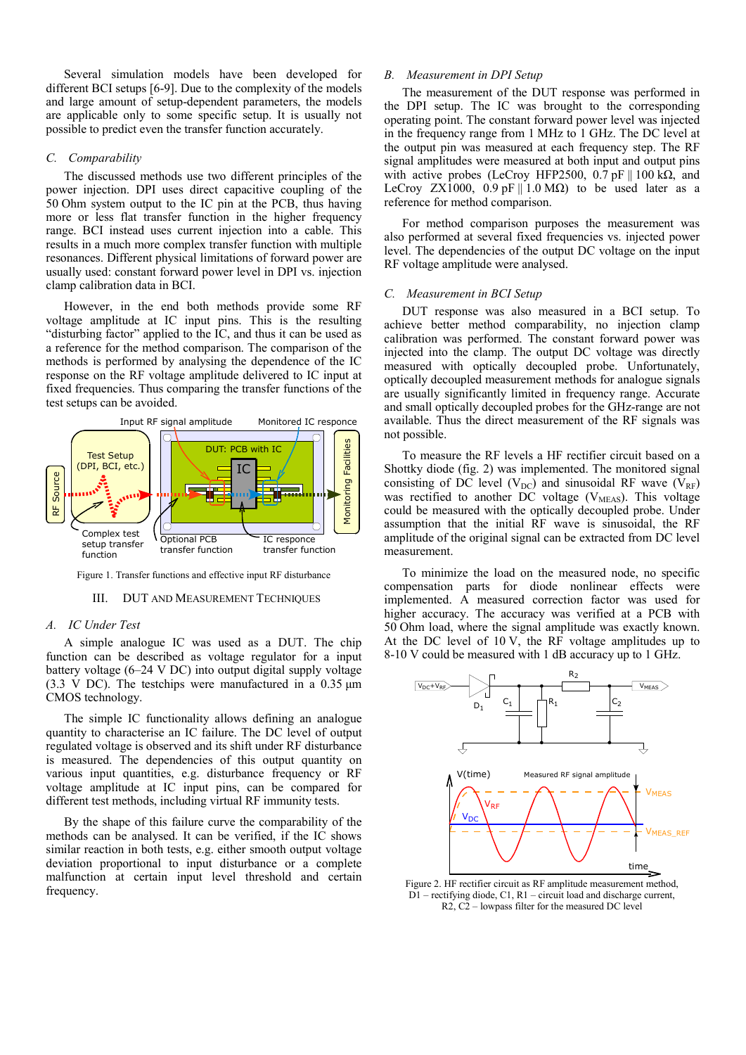Several simulation models have been developed for different BCI setups [6-9]. Due to the complexity of the models and large amount of setup-dependent parameters, the models are applicable only to some specific setup. It is usually not possible to predict even the transfer function accurately.

### *C. Comparability*

The discussed methods use two different principles of the power injection. DPI uses direct capacitive coupling of the 50 Ohm system output to the IC pin at the PCB, thus having more or less flat transfer function in the higher frequency range. BCI instead uses current injection into a cable. This results in a much more complex transfer function with multiple resonances. Different physical limitations of forward power are usually used: constant forward power level in DPI vs. injection clamp calibration data in BCI.

However, in the end both methods provide some RF voltage amplitude at IC input pins. This is the resulting "disturbing factor" applied to the IC, and thus it can be used as a reference for the method comparison. The comparison of the methods is performed by analysing the dependence of the IC response on the RF voltage amplitude delivered to IC input at fixed frequencies. Thus comparing the transfer functions of the test setups can be avoided.

Figure 1. Transfer functions and effective input RF disturbance

## III. DUT AND MEASUREMENT TECHNIQUES

### *A. IC Under Test*

A simple analogue IC was used as a DUT. The chip function can be described as voltage regulator for a input battery voltage (6–24 V DC) into output digital supply voltage (3.3 V DC). The testchips were manufactured in a 0.35 µm CMOS technology.

The simple IC functionality allows defining an analogue quantity to characterise an IC failure. The DC level of output regulated voltage is observed and its shift under RF disturbance is measured. The dependencies of this output quantity on various input quantities, e.g. disturbance frequency or RF voltage amplitude at IC input pins, can be compared for different test methods, including virtual RF immunity tests.

By the shape of this failure curve the comparability of the methods can be analysed. It can be verified, if the IC shows similar reaction in both tests, e.g. either smooth output voltage deviation proportional to input disturbance or a complete malfunction at certain input level threshold and certain frequency.

### *B. Measurement in DPI Setup*

The measurement of the DUT response was performed in the DPI setup. The IC was brought to the corresponding operating point. The constant forward power level was injected in the frequency range from 1 MHz to 1 GHz. The DC level at the output pin was measured at each frequency step. The RF signal amplitudes were measured at both input and output pins with active probes (LeCroy HFP2500, 0.7 pF ∥ 100 kΩ, and LeCroy ZX1000, 0.9 pF ∥ 1.0 MΩ) to be used later as a reference for method comparison.

For method comparison purposes the measurement was also performed at several fixed frequencies vs. injected power level. The dependencies of the output DC voltage on the input RF voltage amplitude were analysed.

### *C. Measurement in BCI Setup*

DUT response was also measured in a BCI setup. To achieve better method comparability, no injection clamp calibration was performed. The constant forward power was injected into the clamp. The output DC voltage was directly measured with optically decoupled probe. Unfortunately, optically decoupled measurement methods for analogue signals are usually significantly limited in frequency range. Accurate and small optically decoupled probes for the GHz-range are not available. Thus the direct measurement of the RF signals was not possible.

To measure the RF levels a HF rectifier circuit based on a Shottky diode (fig. 2) was implemented. The monitored signal consisting of DC level ($V_{DC}$) and sinusoidal RF wave ($V_{RF}$) was rectified to another DC voltage ($V_{MEAS}$). This voltage could be measured with the optically decoupled probe. Under assumption that the initial RF wave is sinusoidal, the RF amplitude of the original signal can be extracted from DC level measurement.

To minimize the load on the measured node, no specific compensation parts for diode nonlinear effects were implemented. A measured correction factor was used for higher accuracy. The accuracy was verified at a PCB with 50 Ohm load, where the signal amplitude was exactly known. At the DC level of 10 V, the RF voltage amplitudes up to 8-10 V could be measured with 1 dB accuracy up to 1 GHz.

Figure 2. HF rectifier circuit as RF amplitude measurement method, D1 – rectifying diode, C1, R1 – circuit load and discharge current, R2, C2 – lowpass filter for the measured DC level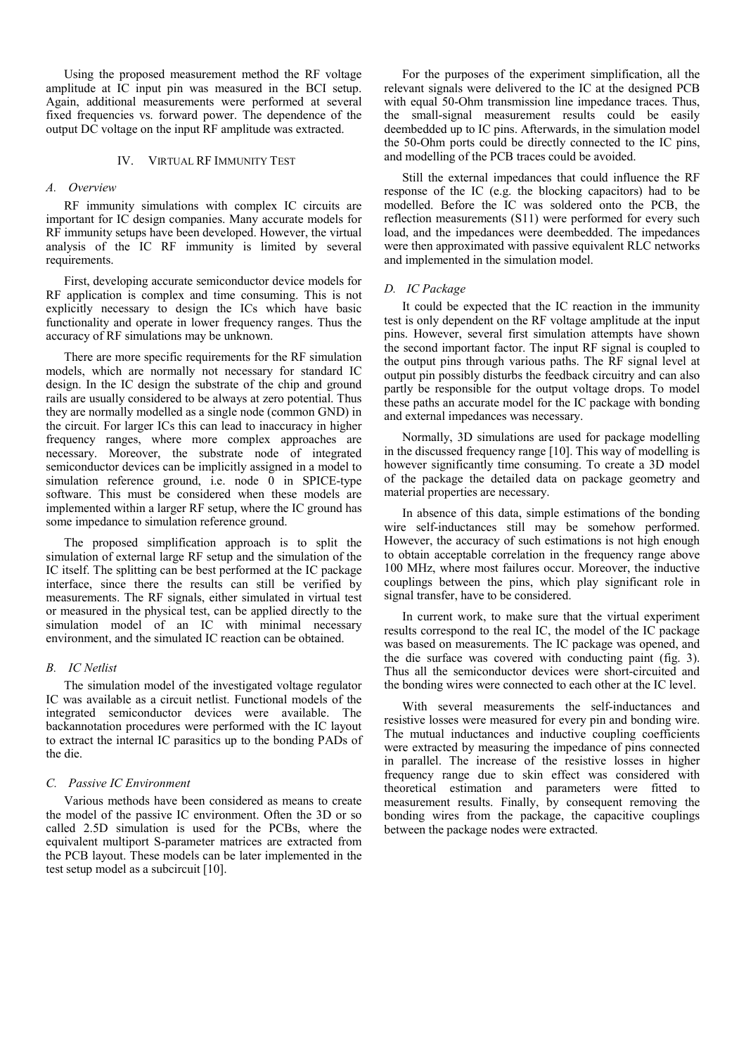Using the proposed measurement method the RF voltage amplitude at IC input pin was measured in the BCI setup. Again, additional measurements were performed at several fixed frequencies vs. forward power. The dependence of the output DC voltage on the input RF amplitude was extracted.

## IV. VIRTUAL RF IMMUNITY TEST

### *A. Overview*

RF immunity simulations with complex IC circuits are important for IC design companies. Many accurate models for RF immunity setups have been developed. However, the virtual analysis of the IC RF immunity is limited by several requirements.

First, developing accurate semiconductor device models for RF application is complex and time consuming. This is not explicitly necessary to design the ICs which have basic functionality and operate in lower frequency ranges. Thus the accuracy of RF simulations may be unknown.

There are more specific requirements for the RF simulation models, which are normally not necessary for standard IC design. In the IC design the substrate of the chip and ground rails are usually considered to be always at zero potential. Thus they are normally modelled as a single node (common GND) in the circuit. For larger ICs this can lead to inaccuracy in higher frequency ranges, where more complex approaches are necessary. Moreover, the substrate node of integrated semiconductor devices can be implicitly assigned in a model to simulation reference ground, i.e. node 0 in SPICE-type software. This must be considered when these models are implemented within a larger RF setup, where the IC ground has some impedance to simulation reference ground.

The proposed simplification approach is to split the simulation of external large RF setup and the simulation of the IC itself. The splitting can be best performed at the IC package interface, since there the results can still be verified by measurements. The RF signals, either simulated in virtual test or measured in the physical test, can be applied directly to the simulation model of an IC with minimal necessary environment, and the simulated IC reaction can be obtained.

### *B. IC Netlist*

The simulation model of the investigated voltage regulator IC was available as a circuit netlist. Functional models of the integrated semiconductor devices were available. The backannotation procedures were performed with the IC layout to extract the internal IC parasitics up to the bonding PADs of the die.

### *C. Passive IC Environment*

Various methods have been considered as means to create the model of the passive IC environment. Often the 3D or so called 2.5D simulation is used for the PCBs, where the equivalent multiport S-parameter matrices are extracted from the PCB layout. These models can be later implemented in the test setup model as a subcircuit [10].

For the purposes of the experiment simplification, all the relevant signals were delivered to the IC at the designed PCB with equal 50-Ohm transmission line impedance traces. Thus, the small-signal measurement results could be easily deembedded up to IC pins. Afterwards, in the simulation model the 50-Ohm ports could be directly connected to the IC pins, and modelling of the PCB traces could be avoided.

Still the external impedances that could influence the RF response of the IC (e.g. the blocking capacitors) had to be modelled. Before the IC was soldered onto the PCB, the reflection measurements (S11) were performed for every such load, and the impedances were deembedded. The impedances were then approximated with passive equivalent RLC networks and implemented in the simulation model.

### *D. IC Package*

It could be expected that the IC reaction in the immunity test is only dependent on the RF voltage amplitude at the input pins. However, several first simulation attempts have shown the second important factor. The input RF signal is coupled to the output pins through various paths. The RF signal level at output pin possibly disturbs the feedback circuitry and can also partly be responsible for the output voltage drops. To model these paths an accurate model for the IC package with bonding and external impedances was necessary.

Normally, 3D simulations are used for package modelling in the discussed frequency range [10]. This way of modelling is however significantly time consuming. To create a 3D model of the package the detailed data on package geometry and material properties are necessary.

In absence of this data, simple estimations of the bonding wire self-inductances still may be somehow performed. However, the accuracy of such estimations is not high enough to obtain acceptable correlation in the frequency range above 100 MHz, where most failures occur. Moreover, the inductive couplings between the pins, which play significant role in signal transfer, have to be considered.

In current work, to make sure that the virtual experiment results correspond to the real IC, the model of the IC package was based on measurements. The IC package was opened, and the die surface was covered with conducting paint (fig. 3). Thus all the semiconductor devices were short-circuited and the bonding wires were connected to each other at the IC level.

With several measurements the self-inductances and resistive losses were measured for every pin and bonding wire. The mutual inductances and inductive coupling coefficients were extracted by measuring the impedance of pins connected in parallel. The increase of the resistive losses in higher frequency range due to skin effect was considered with theoretical estimation and parameters were fitted to measurement results. Finally, by consequent removing the bonding wires from the package, the capacitive couplings between the package nodes were extracted.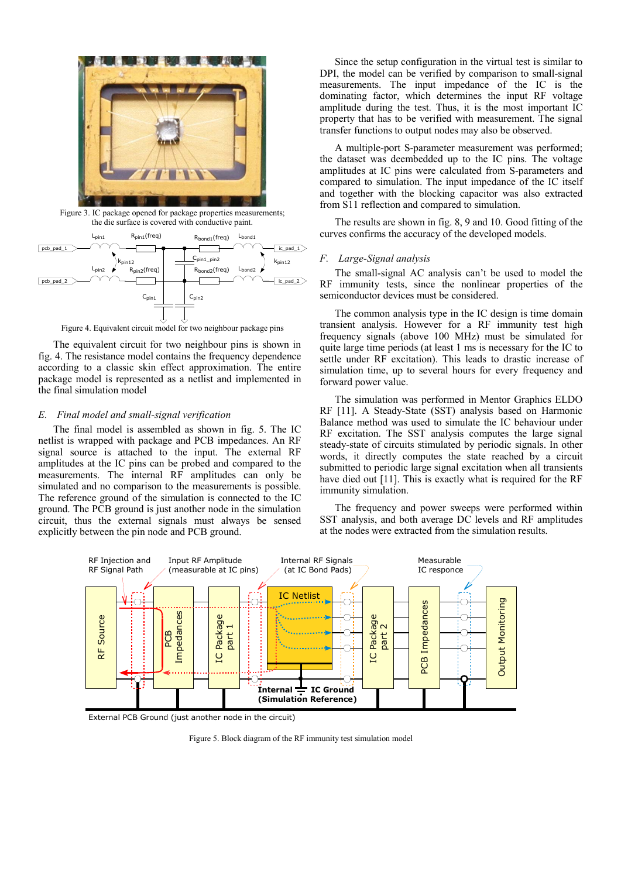Figure 3. IC package opened for package properties measurements; the die surface is covered with conductive paint.

Figure 4. Equivalent circuit model for two neighbour package pins

The equivalent circuit for two neighbour pins is shown in fig. 4. The resistance model contains the frequency dependence according to a classic skin effect approximation. The entire package model is represented as a netlist and implemented in the final simulation model

### *E. Final model and small-signal verification*

The final model is assembled as shown in fig. 5. The IC netlist is wrapped with package and PCB impedances. An RF signal source is attached to the input. The external RF amplitudes at the IC pins can be probed and compared to the measurements. The internal RF amplitudes can only be simulated and no comparison to the measurements is possible. The reference ground of the simulation is connected to the IC ground. The PCB ground is just another node in the simulation circuit, thus the external signals must always be sensed explicitly between the pin node and PCB ground.

Since the setup configuration in the virtual test is similar to DPI, the model can be verified by comparison to small-signal measurements. The input impedance of the IC is the dominating factor, which determines the input RF voltage amplitude during the test. Thus, it is the most important IC property that has to be verified with measurement. The signal transfer functions to output nodes may also be observed.

A multiple-port S-parameter measurement was performed; the dataset was deembedded up to the IC pins. The voltage amplitudes at IC pins were calculated from S-parameters and compared to simulation. The input impedance of the IC itself and together with the blocking capacitor was also extracted from S11 reflection and compared to simulation.

The results are shown in fig. 8, 9 and 10. Good fitting of the curves confirms the accuracy of the developed models.

### *F. Large-Signal analysis*

The small-signal AC analysis can't be used to model the RF immunity tests, since the nonlinear properties of the semiconductor devices must be considered.

The common analysis type in the IC design is time domain transient analysis. However for a RF immunity test high frequency signals (above 100 MHz) must be simulated for quite large time periods (at least 1 ms is necessary for the IC to settle under RF excitation). This leads to drastic increase of simulation time, up to several hours for every frequency and forward power value.

The simulation was performed in Mentor Graphics ELDO RF [11]. A Steady-State (SST) analysis based on Harmonic Balance method was used to simulate the IC behaviour under RF excitation. The SST analysis computes the large signal steady-state of circuits stimulated by periodic signals. In other words, it directly computes the state reached by a circuit submitted to periodic large signal excitation when all transients have died out [11]. This is exactly what is required for the RF immunity simulation.

The frequency and power sweeps were performed within SST analysis, and both average DC levels and RF amplitudes at the nodes were extracted from the simulation results.

Figure 5. Block diagram of the RF immunity test simulation model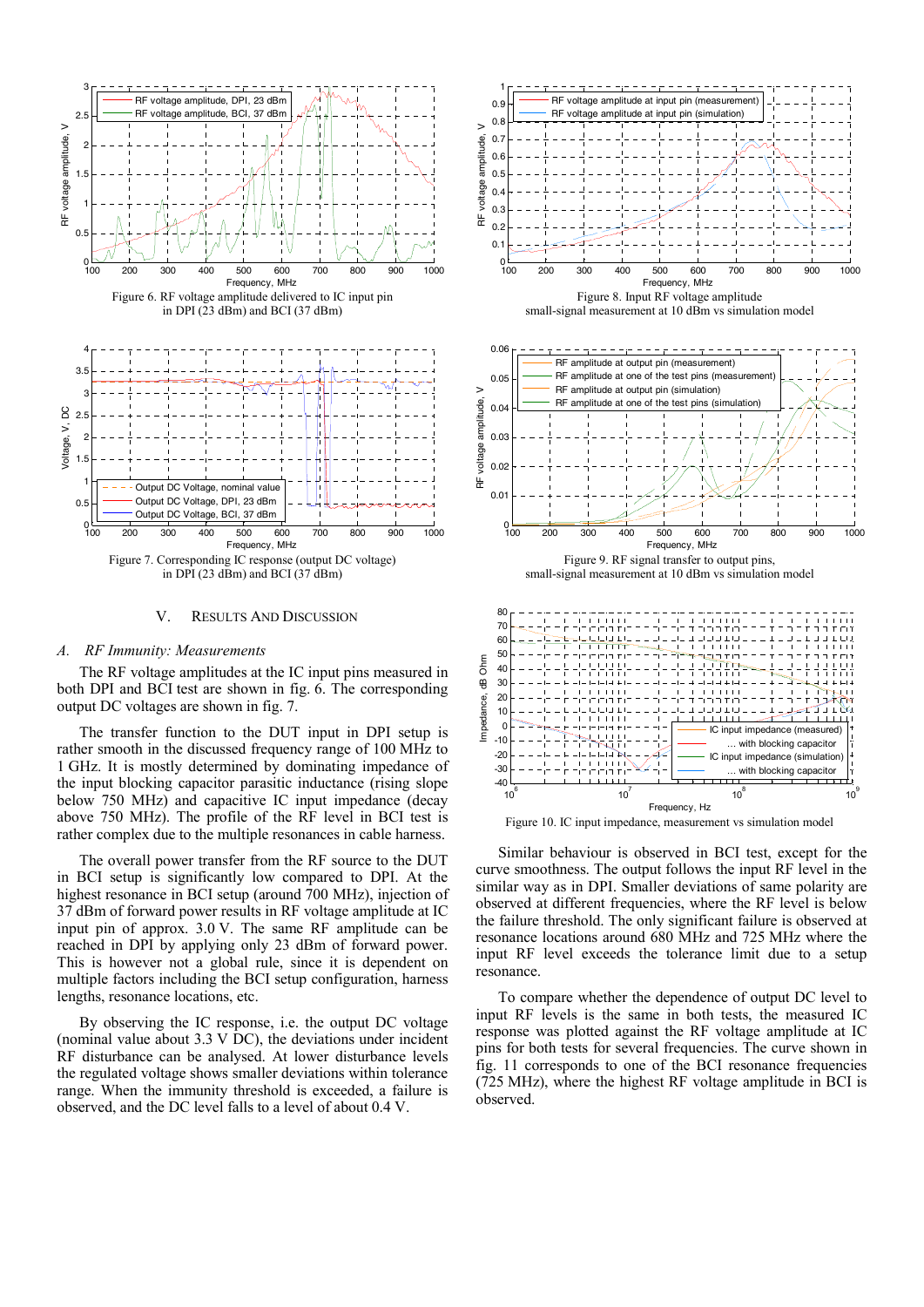Figure 6. RF voltage amplitude delivered to IC input pin in DPI (23 dBm) and BCI (37 dBm)

Figure 7. Corresponding IC response (output DC voltage) in DPI (23 dBm) and BCI (37 dBm)

## V. Results And Discussion

### A. RF Immunity: Measurements

The RF voltage amplitudes at the IC input pins measured in both DPI and BCI test are shown in fig. 6. The corresponding output DC voltages are shown in fig. 7.

The transfer function to the DUT input in DPI setup is rather smooth in the discussed frequency range of 100 MHz to 1 GHz. It is mostly determined by dominating impedance of the input blocking capacitor parasitic inductance (rising slope below 750 MHz) and capacitive IC input impedance (decay above 750 MHz). The profile of the RF level in BCI test is rather complex due to the multiple resonances in cable harness.

The overall power transfer from the RF source to the DUT in BCI setup is significantly low compared to DPI. At the highest resonance in BCI setup (around 700 MHz), injection of 37 dBm of forward power results in RF voltage amplitude at IC input pin of approx. 3.0 V. The same RF amplitude can be reached in DPI by applying only 23 dBm of forward power. This is however not a global rule, since it is dependent on multiple factors including the BCI setup configuration, harness lengths, resonance locations, etc.

By observing the IC response, i.e. the output DC voltage (nominal value about 3.3 V DC), the deviations under incident RF disturbance can be analysed. At lower disturbance levels the regulated voltage shows smaller deviations within tolerance range. When the immunity threshold is exceeded, a failure is observed, and the DC level falls to a level of about 0.4 V.

Figure 8. Input RF voltage amplitude small-signal measurement at 10 dBm vs simulation model

Figure 9. RF signal transfer to output pins, small-signal measurement at 10 dBm vs simulation model

Figure 10. IC input impedance, measurement vs simulation model

Similar behaviour is observed in BCI test, except for the curve smoothness. The output follows the input RF level in the similar way as in DPI. Smaller deviations of same polarity are observed at different frequencies, where the RF level is below the failure threshold. The only significant failure is observed at resonance locations around 680 MHz and 725 MHz where the input RF level exceeds the tolerance limit due to a setup resonance.

To compare whether the dependence of output DC level to input RF levels is the same in both tests, the measured IC response was plotted against the RF voltage amplitude at IC pins for both tests for several frequencies. The curve shown in fig. 11 corresponds to one of the BCI resonance frequencies (725 MHz), where the highest RF voltage amplitude in BCI is observed.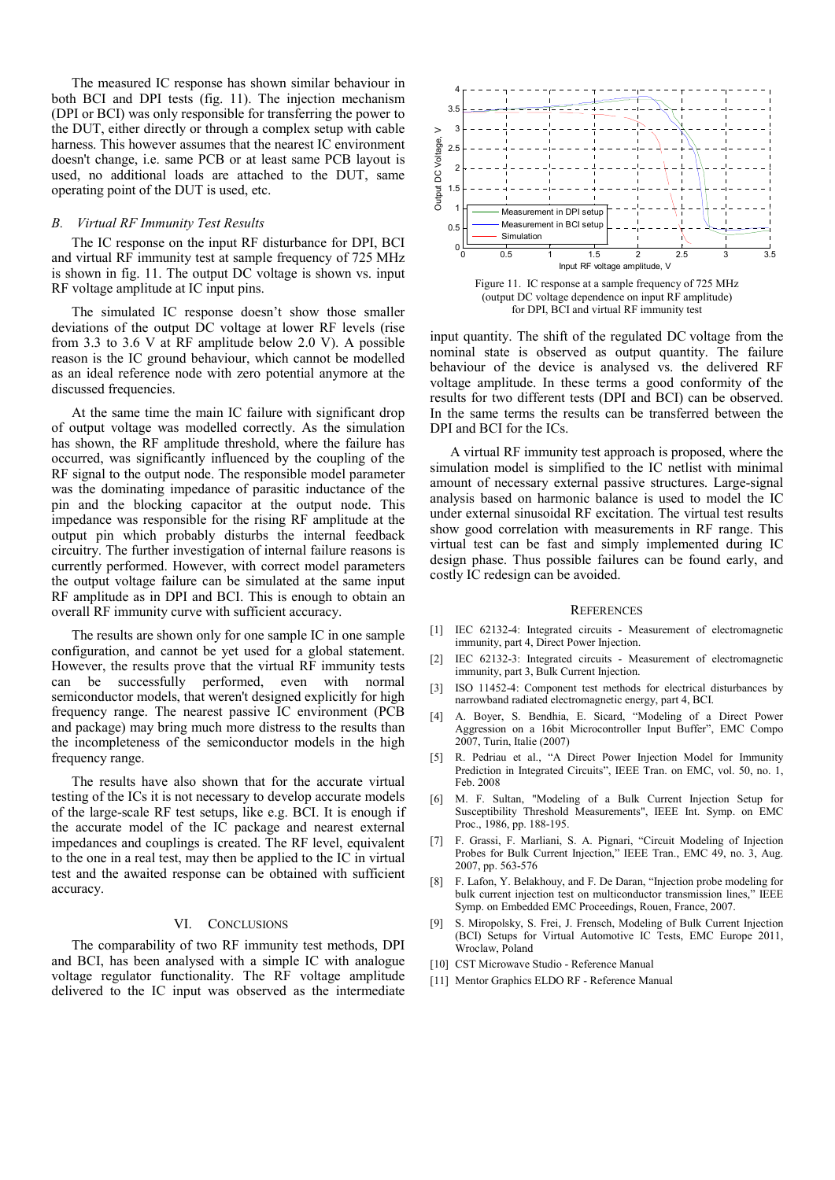The measured IC response has shown similar behaviour in both BCI and DPI tests (fig. 11). The injection mechanism (DPI or BCI) was only responsible for transferring the power to the DUT, either directly or through a complex setup with cable harness. This however assumes that the nearest IC environment doesn't change, i.e. same PCB or at least same PCB layout is used, no additional loads are attached to the DUT, same operating point of the DUT is used, etc.

### *B. Virtual RF Immunity Test Results*

The IC response on the input RF disturbance for DPI, BCI and virtual RF immunity test at sample frequency of 725 MHz is shown in fig. 11. The output DC voltage is shown vs. input RF voltage amplitude at IC input pins.

The simulated IC response doesn't show those smaller deviations of the output DC voltage at lower RF levels (rise from 3.3 to 3.6 V at RF amplitude below 2.0 V). A possible reason is the IC ground behaviour, which cannot be modelled as an ideal reference node with zero potential anymore at the discussed frequencies.

At the same time the main IC failure with significant drop of output voltage was modelled correctly. As the simulation has shown, the RF amplitude threshold, where the failure has occurred, was significantly influenced by the coupling of the RF signal to the output node. The responsible model parameter was the dominating impedance of parasitic inductance of the pin and the blocking capacitor at the output node. This impedance was responsible for the rising RF amplitude at the output pin which probably disturbs the internal feedback circuitry. The further investigation of internal failure reasons is currently performed. However, with correct model parameters the output voltage failure can be simulated at the same input RF amplitude as in DPI and BCI. This is enough to obtain an overall RF immunity curve with sufficient accuracy.

The results are shown only for one sample IC in one sample configuration, and cannot be yet used for a global statement. However, the results prove that the virtual RF immunity tests can be successfully performed, even with normal semiconductor models, that weren't designed explicitly for high frequency range. The nearest passive IC environment (PCB and package) may bring much more distress to the results than the incompleteness of the semiconductor models in the high frequency range.

The results have also shown that for the accurate virtual testing of the ICs it is not necessary to develop accurate models of the large-scale RF test setups, like e.g. BCI. It is enough if the accurate model of the IC package and nearest external impedances and couplings is created. The RF level, equivalent to the one in a real test, may then be applied to the IC in virtual test and the awaited response can be obtained with sufficient accuracy.

Output DC Voltage, V
Input RF voltage amplitude, V
Measurement in DPI setup
Measurement in BCI setup
Simulation

Figure 11. IC response at a sample frequency of 725 MHz (output DC voltage dependence on input RF amplitude) for DPI, BCI and virtual RF immunity test

## VI. Conclusions

The comparability of two RF immunity test methods, DPI and BCI, has been analysed with a simple IC with analogue voltage regulator functionality. The RF voltage amplitude delivered to the IC input was observed as the intermediate input quantity. The shift of the regulated DC voltage from the nominal state is observed as output quantity. The failure behaviour of the device is analysed vs. the delivered RF voltage amplitude. In these terms a good conformity of the results for two different tests (DPI and BCI) can be observed. In the same terms the results can be transferred between the DPI and BCI for the ICs.

A virtual RF immunity test approach is proposed, where the simulation model is simplified to the IC netlist with minimal amount of necessary external passive structures. Large-signal analysis based on harmonic balance is used to model the IC under external sinusoidal RF excitation. The virtual test results show good correlation with measurements in RF range. This virtual test can be fast and simply implemented during IC design phase. Thus possible failures can be found early, and costly IC redesign can be avoided.

## References

[1] IEC 62132-4: Integrated circuits - Measurement of electromagnetic immunity, part 4, Direct Power Injection.

[2] IEC 62132-3: Integrated circuits - Measurement of electromagnetic immunity, part 3, Bulk Current Injection.

[3] ISO 11452-4: Component test methods for electrical disturbances by narrowband radiated electromagnetic energy, part 4, BCI.

[4] A. Boyer, S. Bendhia, E. Sicard, "Modeling of a Direct Power Aggression on a 16bit Microcontroller Input Buffer", EMC Compo 2007, Turin, Italie (2007)

[5] R. Pedriau et al., "A Direct Power Injection Model for Immunity Prediction in Integrated Circuits", IEEE Tran. on EMC, vol. 50, no. 1, Feb. 2008

[6] M. F. Sultan, "Modeling of a Bulk Current Injection Setup for Susceptibility Threshold Measurements", IEEE Int. Symp. on EMC Proc., 1986, pp. 188-195.

[7] F. Grassi, F. Marliani, S. A. Pignari, "Circuit Modeling of Injection Probes for Bulk Current Injection," IEEE Tran., EMC 49, no. 3, Aug. 2007, pp. 563-576

[8] F. Lafon, Y. Belakhouy, and F. De Daran, "Injection probe modeling for bulk current injection test on multiconductor transmission lines," IEEE Symp. on Embedded EMC Proceedings, Rouen, France, 2007.

[9] S. Miropolsky, S. Frei, J. Frensch, Modeling of Bulk Current Injection (BCI) Setups for Virtual Automotive IC Tests, EMC Europe 2011, Wroclaw, Poland

[10] CST Microwave Studio - Reference Manual

[11] Mentor Graphics ELDO RF - Reference Manual